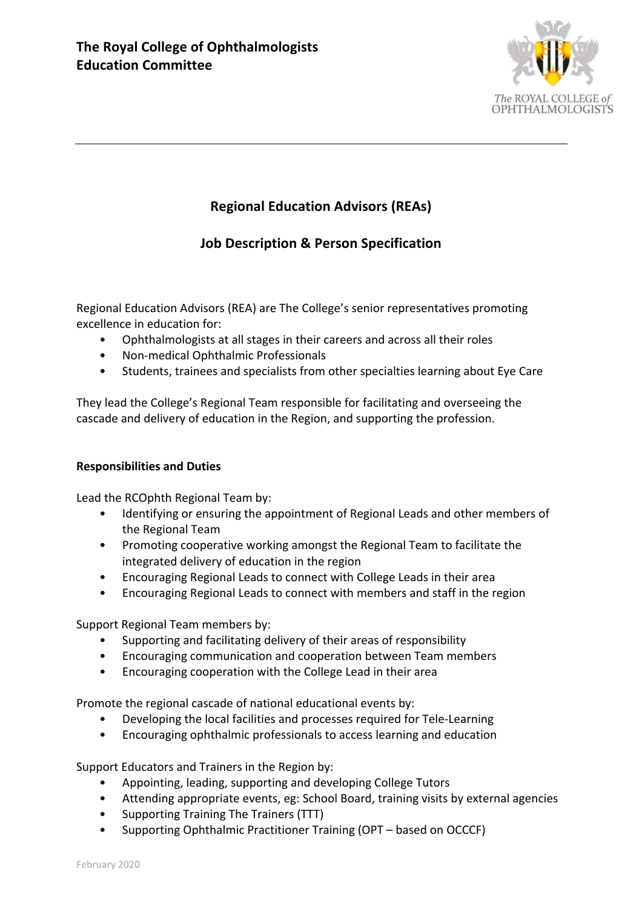**The Royal College of Ophthalmologists**
**Education Committee**

## Regional Education Advisors (REAs)

## Job Description & Person Specification

Regional Education Advisors (REA) are The College's senior representatives promoting excellence in education for:

- Ophthalmologists at all stages in their careers and across all their roles
- Non-medical Ophthalmic Professionals
- Students, trainees and specialists from other specialties learning about Eye Care

They lead the College's Regional Team responsible for facilitating and overseeing the cascade and delivery of education in the Region, and supporting the profession.

### Responsibilities and Duties

Lead the RCOphth Regional Team by:

- Identifying or ensuring the appointment of Regional Leads and other members of the Regional Team
- Promoting cooperative working amongst the Regional Team to facilitate the integrated delivery of education in the region
- Encouraging Regional Leads to connect with College Leads in their area
- Encouraging Regional Leads to connect with members and staff in the region

Support Regional Team members by:

- Supporting and facilitating delivery of their areas of responsibility
- Encouraging communication and cooperation between Team members
- Encouraging cooperation with the College Lead in their area

Promote the regional cascade of national educational events by:

- Developing the local facilities and processes required for Tele-Learning
- Encouraging ophthalmic professionals to access learning and education

Support Educators and Trainers in the Region by:

- Appointing, leading, supporting and developing College Tutors
- Attending appropriate events, eg: School Board, training visits by external agencies
- Supporting Training The Trainers (TTT)
- Supporting Ophthalmic Practitioner Training (OPT – based on OCCCF)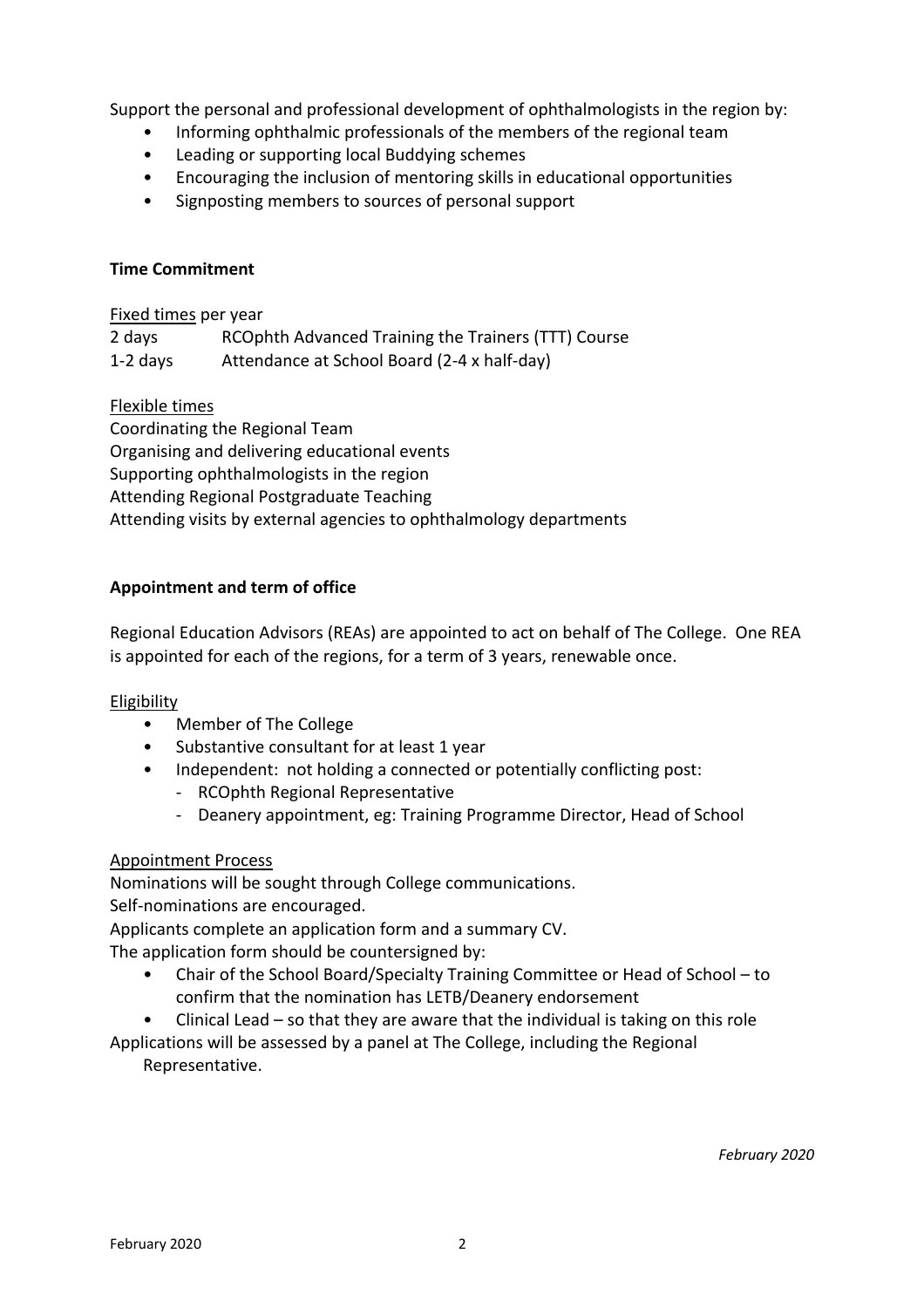Support the personal and professional development of ophthalmologists in the region by:

- Informing ophthalmic professionals of the members of the regional team
- Leading or supporting local Buddying schemes
- Encouraging the inclusion of mentoring skills in educational opportunities
- Signposting members to sources of personal support

**Time Commitment**

Fixed times per year

| | |
|---|---|
| 2 days | RCOphth Advanced Training the Trainers (TTT) Course |
| 1-2 days | Attendance at School Board (2-4 x half-day) |

Flexible times

Coordinating the Regional Team
Organising and delivering educational events
Supporting ophthalmologists in the region
Attending Regional Postgraduate Teaching
Attending visits by external agencies to ophthalmology departments

**Appointment and term of office**

Regional Education Advisors (REAs) are appointed to act on behalf of The College. One REA is appointed for each of the regions, for a term of 3 years, renewable once.

Eligibility

- Member of The College
- Substantive consultant for at least 1 year
- Independent: not holding a connected or potentially conflicting post:
  - RCOphth Regional Representative
  - Deanery appointment, eg: Training Programme Director, Head of School

Appointment Process

Nominations will be sought through College communications.
Self-nominations are encouraged.
Applicants complete an application form and a summary CV.
The application form should be countersigned by:

- Chair of the School Board/Specialty Training Committee or Head of School – to confirm that the nomination has LETB/Deanery endorsement
- Clinical Lead – so that they are aware that the individual is taking on this role

Applications will be assessed by a panel at The College, including the Regional Representative.

*February 2020*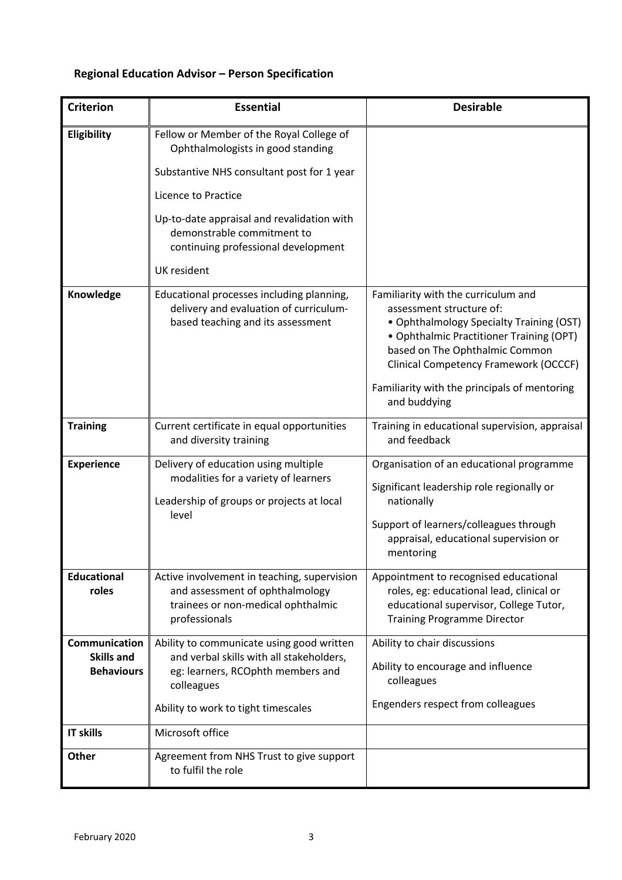**Regional Education Advisor – Person Specification**

| Criterion | Essential | Desirable |
|---|---|---|
| **Eligibility** | Fellow or Member of the Royal College of Ophthalmologists in good standing<br><br>Substantive NHS consultant post for 1 year<br><br>Licence to Practice<br><br>Up-to-date appraisal and revalidation with demonstrable commitment to continuing professional development<br><br>UK resident | |
| **Knowledge** | Educational processes including planning, delivery and evaluation of curriculum-based teaching and its assessment | Familiarity with the curriculum and assessment structure of:<br>• Ophthalmology Specialty Training (OST)<br>• Ophthalmic Practitioner Training (OPT) based on The Ophthalmic Common Clinical Competency Framework (OCCCF)<br><br>Familiarity with the principals of mentoring and buddying |
| **Training** | Current certificate in equal opportunities and diversity training | Training in educational supervision, appraisal and feedback |
| **Experience** | Delivery of education using multiple modalities for a variety of learners<br><br>Leadership of groups or projects at local level | Organisation of an educational programme<br><br>Significant leadership role regionally or nationally<br><br>Support of learners/colleagues through appraisal, educational supervision or mentoring |
| **Educational roles** | Active involvement in teaching, supervision and assessment of ophthalmology trainees or non-medical ophthalmic professionals | Appointment to recognised educational roles, eg: educational lead, clinical or educational supervisor, College Tutor, Training Programme Director |
| **Communication Skills and Behaviours** | Ability to communicate using good written and verbal skills with all stakeholders, eg: learners, RCOphth members and colleagues<br><br>Ability to work to tight timescales | Ability to chair discussions<br><br>Ability to encourage and influence colleagues<br><br>Engenders respect from colleagues |
| **IT skills** | Microsoft office | |
| **Other** | Agreement from NHS Trust to give support to fulfil the role | |

February 2020